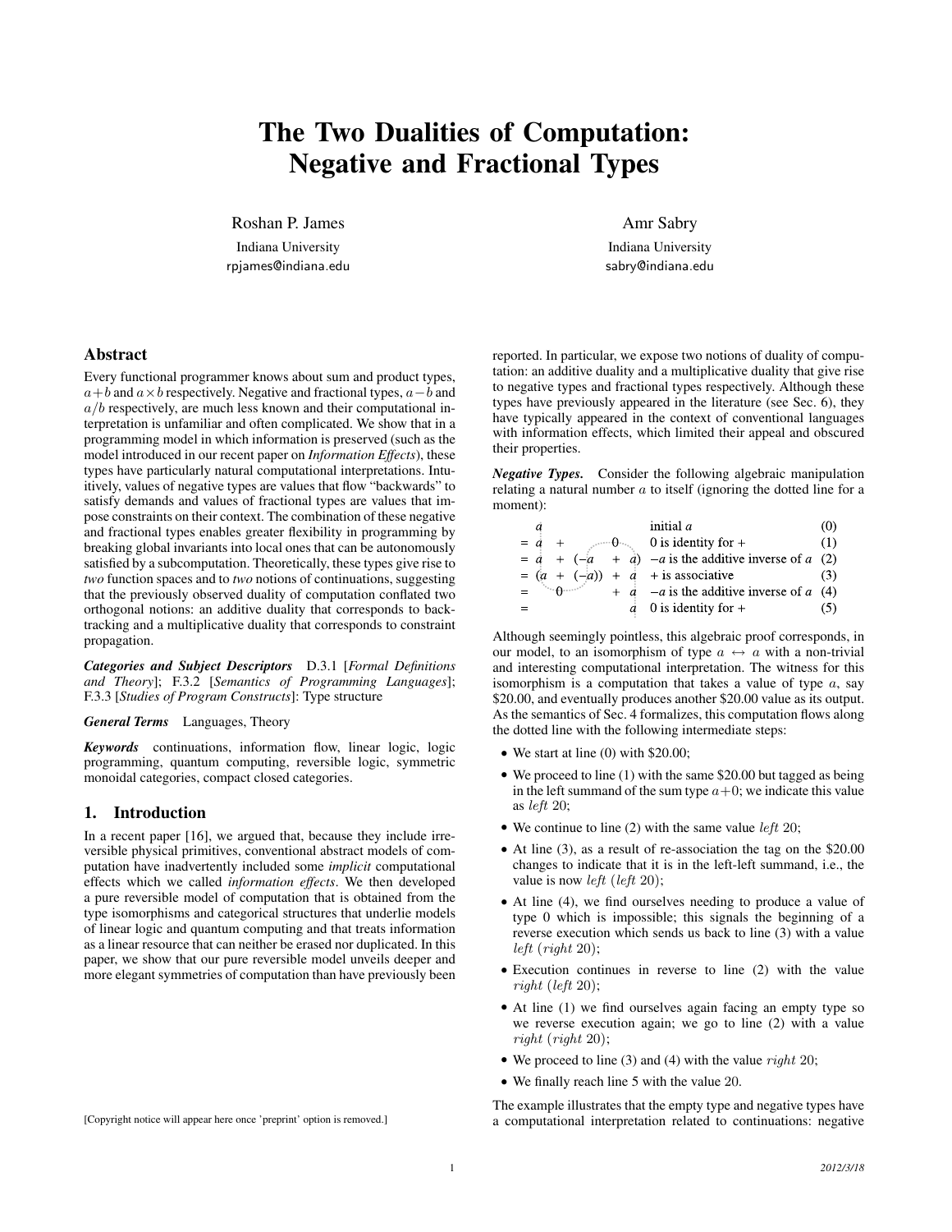# The Two Dualities of Computation: Negative and Fractional Types

Roshan P. James
Indiana University
rpjames@indiana.edu

Amr Sabry
Indiana University
sabry@indiana.edu

## Abstract

Every functional programmer knows about sum and product types, $a+b$ and $a\times b$ respectively. Negative and fractional types, $a-b$ and $a/b$ respectively, are much less known and their computational interpretation is unfamiliar and often complicated. We show that in a programming model in which information is preserved (such as the model introduced in our recent paper on *Information Effects*), these types have particularly natural computational interpretations. Intuitively, values of negative types are values that flow "backwards" to satisfy demands and values of fractional types are values that impose constraints on their context. The combination of these negative and fractional types enables greater flexibility in programming by breaking global invariants into local ones that can be autonomously satisfied by a subcomputation. Theoretically, these types give rise to *two* function spaces and to *two* notions of continuations, suggesting that the previously observed duality of computation conflated two orthogonal notions: an additive duality that corresponds to backtracking and a multiplicative duality that corresponds to constraint propagation.

***Categories and Subject Descriptors*** D.3.1 [*Formal Definitions and Theory*]; F.3.2 [*Semantics of Programming Languages*]; F.3.3 [*Studies of Program Constructs*]: Type structure

***General Terms*** Languages, Theory

***Keywords*** continuations, information flow, linear logic, logic programming, quantum computing, reversible logic, symmetric monoidal categories, compact closed categories.

## 1. Introduction

In a recent paper [16], we argued that, because they include irreversible physical primitives, conventional abstract models of computation have inadvertently included some *implicit* computational effects which we called *information effects*. We then developed a pure reversible model of computation that is obtained from the type isomorphisms and categorical structures that underlie models of linear logic and quantum computing and that treats information as a linear resource that can neither be erased nor duplicated. In this paper, we show that our pure reversible model unveils deeper and more elegant symmetries of computation than have previously been reported. In particular, we expose two notions of duality of computation: an additive duality and a multiplicative duality that give rise to negative types and fractional types respectively. Although these types have previously appeared in the literature (see Sec. 6), they have typically appeared in the context of conventional languages with information effects, which limited their appeal and obscured their properties.

***Negative Types.*** Consider the following algebraic manipulation relating a natural number $a$ to itself (ignoring the dotted line for a moment):

$$
\begin{array}{llll}
 & a & \text{initial } a & (0)\\
= & a + 0 & 0 \text{ is identity for } + & (1)\\
= & a + (-a + a) & -a \text{ is the additive inverse of } a & (2)\\
= & (a + (-a)) + a & + \text{ is associative} & (3)\\
= & 0 + a & -a \text{ is the additive inverse of } a & (4)\\
= & a & 0 \text{ is identity for } + & (5)
\end{array}
$$

Although seemingly pointless, this algebraic proof corresponds, in our model, to an isomorphism of type $a \leftrightarrow a$ with a non-trivial and interesting computational interpretation. The witness for this isomorphism is a computation that takes a value of type $a$, say \$20.00, and eventually produces another \$20.00 value as its output. As the semantics of Sec. 4 formalizes, this computation flows along the dotted line with the following intermediate steps:

- We start at line (0) with \$20.00;
- We proceed to line (1) with the same \$20.00 but tagged as being in the left summand of the sum type $a+0$; we indicate this value as $\mathit{left}\ 20$;
- We continue to line (2) with the same value $\mathit{left}\ 20$;
- At line (3), as a result of re-association the tag on the \$20.00 changes to indicate that it is in the left-left summand, i.e., the value is now $\mathit{left}\ (\mathit{left}\ 20)$;
- At line (4), we find ourselves needing to produce a value of type 0 which is impossible; this signals the beginning of a reverse execution which sends us back to line (3) with a value $\mathit{left}\ (\mathit{right}\ 20)$;
- Execution continues in reverse to line (2) with the value $\mathit{right}\ (\mathit{left}\ 20)$;
- At line (1) we find ourselves again facing an empty type so we reverse execution again; we go to line (2) with a value $\mathit{right}\ (\mathit{right}\ 20)$;
- We proceed to line (3) and (4) with the value $\mathit{right}\ 20$;
- We finally reach line 5 with the value 20.

The example illustrates that the empty type and negative types have a computational interpretation related to continuations: negative

[Copyright notice will appear here once 'preprint' option is removed.]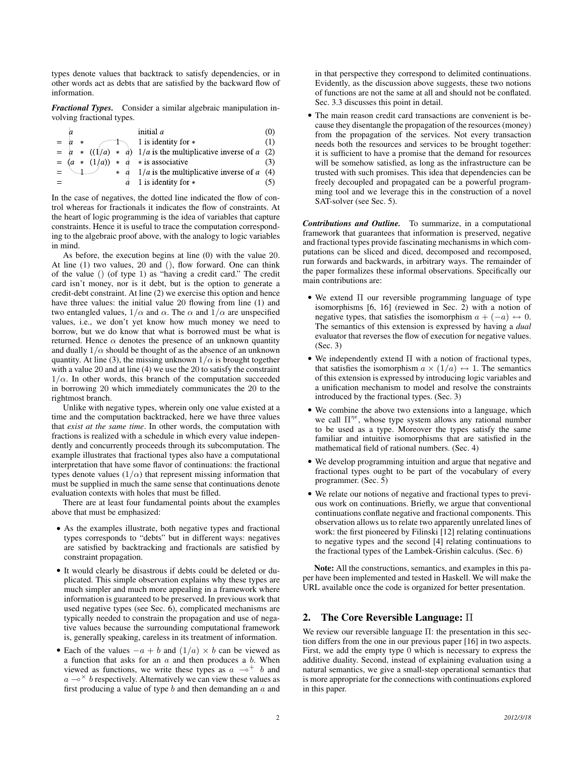types denote values that backtrack to satisfy dependencies, or in other words act as debts that are satisfied by the backward flow of information.

***Fractional Types.*** Consider a similar algebraic manipulation involving fractional types.

$$
\begin{array}{llr}
a & \text{initial } a & (0) \\
= a * 1 & 1 \text{ is identity for } * & (1) \\
= a * ((1/a) * a) & 1/a \text{ is the multiplicative inverse of } a & (2) \\
= (a * (1/a)) * a & * \text{ is associative} & (3) \\
= 1 * a & 1/a \text{ is the multiplicative inverse of } a & (4) \\
= a & 1 \text{ is identity for } * & (5)
\end{array}
$$

In the case of negatives, the dotted line indicated the flow of control whereas for fractionals it indicates the flow of constraints. At the heart of logic programming is the idea of variables that capture constraints. Hence it is useful to trace the computation corresponding to the algebraic proof above, with the analogy to logic variables in mind.

As before, the execution begins at line (0) with the value 20. At line (1) two values, 20 and (), flow forward. One can think of the value () (of type 1) as "having a credit card." The credit card isn't money, nor is it debt, but is the option to generate a credit-debt constraint. At line (2) we exercise this option and hence have three values: the initial value 20 flowing from line (1) and two entangled values, $1/\alpha$ and $\alpha$. The $\alpha$ and $1/\alpha$ are unspecified values, i.e., we don't yet know how much money we need to borrow, but we do know that what is borrowed must be what is returned. Hence $\alpha$ denotes the presence of an unknown quantity and dually $1/\alpha$ should be thought of as the absence of an unknown quantity. At line (3), the missing unknown $1/\alpha$ is brought together with a value 20 and at line (4) we use the 20 to satisfy the constraint $1/\alpha$. In other words, this branch of the computation succeeded in borrowing 20 which immediately communicates the 20 to the rightmost branch.

Unlike with negative types, wherein only one value existed at a time and the computation backtracked, here we have three values that *exist at the same time*. In other words, the computation with fractions is realized with a schedule in which every value independently and concurrently proceeds through its subcomputation. The example illustrates that fractional types also have a computational interpretation that have some flavor of continuations: the fractional types denote values ($1/\alpha$) that represent missing information that must be supplied in much the same sense that continuations denote evaluation contexts with holes that must be filled.

There are at least four fundamental points about the examples above that must be emphasized:

- As the examples illustrate, both negative types and fractional types corresponds to "debts" but in different ways: negatives are satisfied by backtracking and fractionals are satisfied by constraint propagation.
- It would clearly be disastrous if debts could be deleted or duplicated. This simple observation explains why these types are much simpler and much more appealing in a framework where information is guaranteed to be preserved. In previous work that used negative types (see Sec. 6), complicated mechanisms are typically needed to constrain the propagation and use of negative values because the surrounding computational framework is, generally speaking, careless in its treatment of information.
- Each of the values $-a + b$ and $(1/a) \times b$ can be viewed as a function that asks for an $a$ and then produces a $b$. When viewed as functions, we write these types as $a \multimap^{+} b$ and $a \multimap^{\times} b$ respectively. Alternatively we can view these values as first producing a value of type $b$ and then demanding an $a$ and in that perspective they correspond to delimited continuations. Evidently, as the discussion above suggests, these two notions of functions are not the same at all and should not be conflated. Sec. 3.3 discusses this point in detail.
- The main reason credit card transactions are convenient is because they disentangle the propagation of the resources (money) from the propagation of the services. Not every transaction needs both the resources and services to be brought together: it is sufficient to have a promise that the demand for resources will be somehow satisfied, as long as the infrastructure can be trusted with such promises. This idea that dependencies can be freely decoupled and propagated can be a powerful programming tool and we leverage this in the construction of a novel SAT-solver (see Sec. 5).

***Contributions and Outline.*** To summarize, in a computational framework that guarantees that information is preserved, negative and fractional types provide fascinating mechanisms in which computations can be sliced and diced, decomposed and recomposed, run forwards and backwards, in arbitrary ways. The remainder of the paper formalizes these informal observations. Specifically our main contributions are:

- We extend $\Pi$ our reversible programming language of type isomorphisms [6, 16] (reviewed in Sec. 2) with a notion of negative types, that satisfies the isomorphism $a + (-a) \leftrightarrow 0$. The semantics of this extension is expressed by having a *dual* evaluator that reverses the flow of execution for negative values. (Sec. 3)
- We independently extend $\Pi$ with a notion of fractional types, that satisfies the isomorphism $a \times (1/a) \leftrightarrow 1$. The semantics of this extension is expressed by introducing logic variables and a unification mechanism to model and resolve the constraints introduced by the fractional types. (Sec. 3)
- We combine the above two extensions into a language, which we call $\Pi^{\eta\epsilon}$, whose type system allows any rational number to be used as a type. Moreover the types satisfy the same familiar and intuitive isomorphisms that are satisfied in the mathematical field of rational numbers. (Sec. 4)
- We develop programming intuition and argue that negative and fractional types ought to be part of the vocabulary of every programmer. (Sec. 5)
- We relate our notions of negative and fractional types to previous work on continuations. Briefly, we argue that conventional continuations conflate negative and fractional components. This observation allows us to relate two apparently unrelated lines of work: the first pioneered by Filinski [12] relating continuations to negative types and the second [4] relating continuations to the fractional types of the Lambek-Grishin calculus. (Sec. 6)

**Note:** All the constructions, semantics, and examples in this paper have been implemented and tested in Haskell. We will make the URL available once the code is organized for better presentation.

## 2. The Core Reversible Language: $\Pi$

We review our reversible language $\Pi$: the presentation in this section differs from the one in our previous paper [16] in two aspects. First, we add the empty type 0 which is necessary to express the additive duality. Second, instead of explaining evaluation using a natural semantics, we give a small-step operational semantics that is more appropriate for the connections with continuations explored in this paper.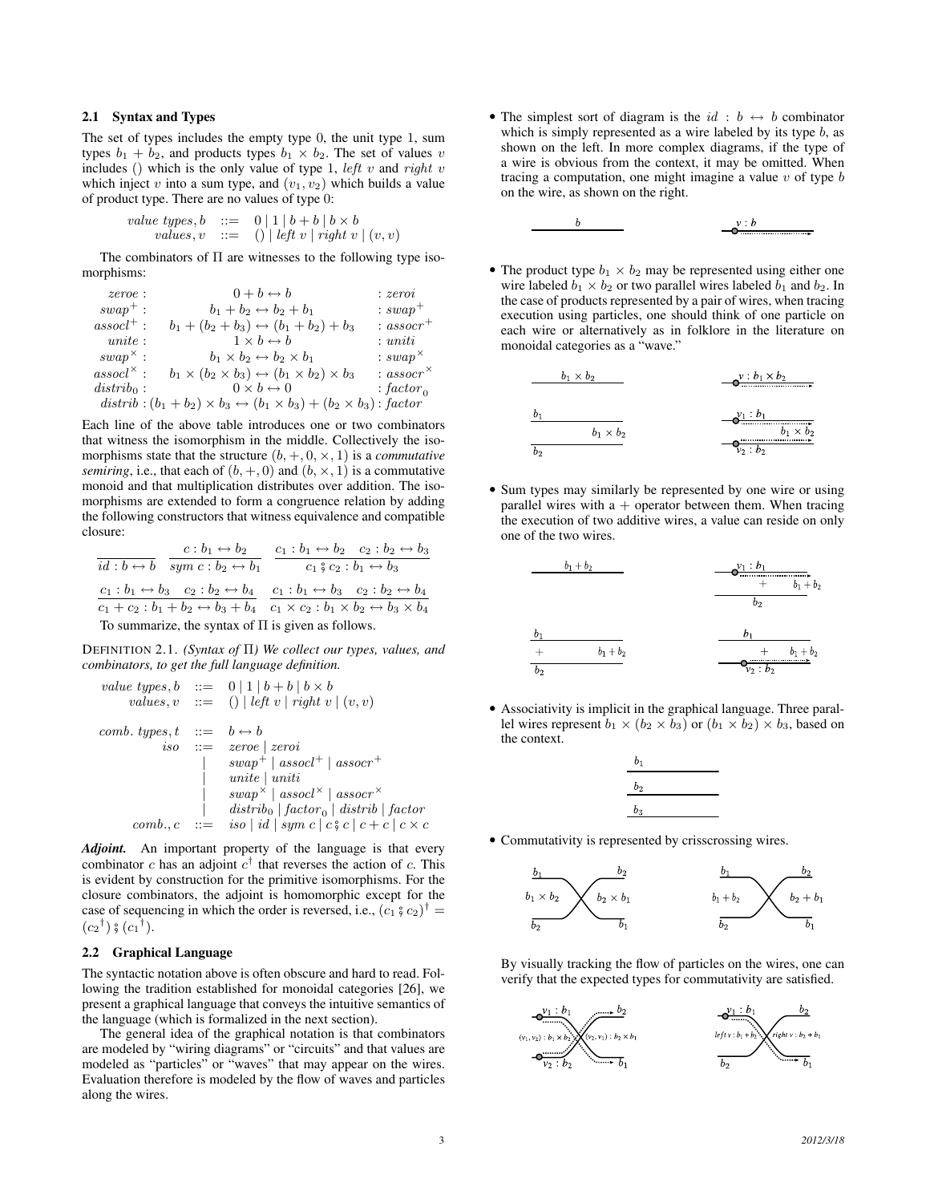### 2.1 Syntax and Types

The set of types includes the empty type 0, the unit type 1, sum types $b_1 + b_2$, and products types $b_1 \times b_2$. The set of values $v$ includes () which is the only value of type 1, *left* $v$ and *right* $v$ which inject $v$ into a sum type, and $(v_1, v_2)$ which builds a value of product type. There are no values of type 0:

$$
\begin{array}{rcl}
\textit{value types}, b & ::= & 0 \mid 1 \mid b + b \mid b \times b \\
\textit{values}, v & ::= & () \mid \textit{left } v \mid \textit{right } v \mid (v, v)
\end{array}
$$

The combinators of $\Pi$ are witnesses to the following type isomorphisms:

$$
\begin{array}{rcl}
\textit{zeroe} : & 0 + b \leftrightarrow b & : \textit{zeroi} \\
\textit{swap}^+ : & b_1 + b_2 \leftrightarrow b_2 + b_1 & : \textit{swap}^+ \\
\textit{assocl}^+ : & b_1 + (b_2 + b_3) \leftrightarrow (b_1 + b_2) + b_3 & : \textit{assocr}^+ \\
\textit{unite} : & 1 \times b \leftrightarrow b & : \textit{uniti} \\
\textit{swap}^\times : & b_1 \times b_2 \leftrightarrow b_2 \times b_1 & : \textit{swap}^\times \\
\textit{assocl}^\times : & b_1 \times (b_2 \times b_3) \leftrightarrow (b_1 \times b_2) \times b_3 & : \textit{assocr}^\times \\
\textit{distrib}_0 : & 0 \times b \leftrightarrow 0 & : \textit{factor}_0 \\
\multicolumn{3}{c}{\textit{distrib} : (b_1 + b_2) \times b_3 \leftrightarrow (b_1 \times b_3) + (b_2 \times b_3) : \textit{factor}}
\end{array}
$$

Each line of the above table introduces one or two combinators that witness the isomorphism in the middle. Collectively the isomorphisms state that the structure $(b, +, 0, \times, 1)$ is a *commutative semiring*, i.e., that each of $(b, +, 0)$ and $(b, \times, 1)$ is a commutative monoid and that multiplication distributes over addition. The isomorphisms are extended to form a congruence relation by adding the following constructors that witness equivalence and compatible closure:

$$
\frac{}{id : b \leftrightarrow b} \quad \frac{c : b_1 \leftrightarrow b_2}{sym\ c : b_2 \leftrightarrow b_1} \quad \frac{c_1 : b_1 \leftrightarrow b_2 \quad c_2 : b_2 \leftrightarrow b_3}{c_1 \fatsemi c_2 : b_1 \leftrightarrow b_3}
$$

$$
\frac{c_1 : b_1 \leftrightarrow b_3 \quad c_2 : b_2 \leftrightarrow b_4}{c_1 + c_2 : b_1 + b_2 \leftrightarrow b_3 + b_4} \quad \frac{c_1 : b_1 \leftrightarrow b_3 \quad c_2 : b_2 \leftrightarrow b_4}{c_1 \times c_2 : b_1 \times b_2 \leftrightarrow b_3 \times b_4}
$$

To summarize, the syntax of $\Pi$ is given as follows.

DEFINITION 2.1. *(Syntax of $\Pi$) We collect our types, values, and combinators, to get the full language definition.*

$$
\begin{array}{rcl}
\textit{value types}, b & ::= & 0 \mid 1 \mid b + b \mid b \times b \\
\textit{values}, v & ::= & () \mid \textit{left } v \mid \textit{right } v \mid (v, v) \\
\\
\textit{comb. types}, t & ::= & b \leftrightarrow b \\
\textit{iso} & ::= & \textit{zeroe} \mid \textit{zeroi} \\
& \mid & \textit{swap}^+ \mid \textit{assocl}^+ \mid \textit{assocr}^+ \\
& \mid & \textit{unite} \mid \textit{uniti} \\
& \mid & \textit{swap}^\times \mid \textit{assocl}^\times \mid \textit{assocr}^\times \\
& \mid & \textit{distrib}_0 \mid \textit{factor}_0 \mid \textit{distrib} \mid \textit{factor} \\
\textit{comb.}, c & ::= & \textit{iso} \mid id \mid sym\ c \mid c \fatsemi c \mid c + c \mid c \times c
\end{array}
$$

***Adjoint.*** An important property of the language is that every combinator $c$ has an adjoint $c^\dagger$ that reverses the action of $c$. This is evident by construction for the primitive isomorphisms. For the closure combinators, the adjoint is homomorphic except for the case of sequencing in which the order is reversed, i.e., $(c_1 \fatsemi c_2)^\dagger = (c_2^\dagger) \fatsemi (c_1^\dagger)$.

### 2.2 Graphical Language

The syntactic notation above is often obscure and hard to read. Following the tradition established for monoidal categories [26], we present a graphical language that conveys the intuitive semantics of the language (which is formalized in the next section).

The general idea of the graphical notation is that combinators are modeled by "wiring diagrams" or "circuits" and that values are modeled as "particles" or "waves" that may appear on the wires. Evaluation therefore is modeled by the flow of waves and particles along the wires.

- The simplest sort of diagram is the $id : b \leftrightarrow b$ combinator which is simply represented as a wire labeled by its type $b$, as shown on the left. In more complex diagrams, if the type of a wire is obvious from the context, it may be omitted. When tracing a computation, one might imagine a value $v$ of type $b$ on the wire, as shown on the right.

- The product type $b_1 \times b_2$ may be represented using either one wire labeled $b_1 \times b_2$ or two parallel wires labeled $b_1$ and $b_2$. In the case of products represented by a pair of wires, when tracing execution using particles, one should think of one particle on each wire or alternatively as in folklore in the literature on monoidal categories as a "wave."

- Sum types may similarly be represented by one wire or using parallel wires with a $+$ operator between them. When tracing the execution of two additive wires, a value can reside on only one of the two wires.

- Associativity is implicit in the graphical language. Three parallel wires represent $b_1 \times (b_2 \times b_3)$ or $(b_1 \times b_2) \times b_3$, based on the context.

- Commutativity is represented by crisscrossing wires.

By visually tracking the flow of particles on the wires, one can verify that the expected types for commutativity are satisfied.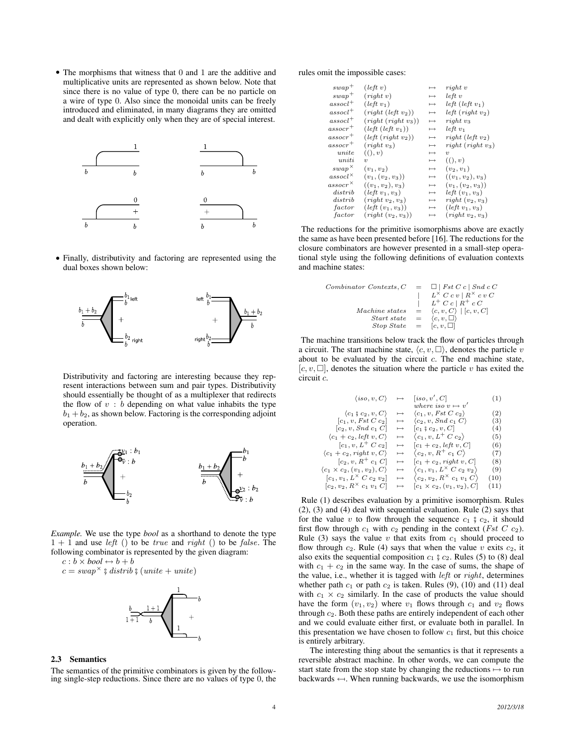- The morphisms that witness that 0 and 1 are the additive and multiplicative units are represented as shown below. Note that since there is no value of type 0, there can be no particle on a wire of type 0. Also since the monoidal units can be freely introduced and eliminated, in many diagrams they are omitted and dealt with explicitly only when they are of special interest.

- Finally, distributivity and factoring are represented using the dual boxes shown below:

  Distributivity and factoring are interesting because they represent interactions between sum and pair types. Distributivity should essentially be thought of as a multiplexer that redirects the flow of $v : b$ depending on what value inhabits the type $b_1 + b_2$, as shown below. Factoring is the corresponding adjoint operation.

*Example.* We use the type *bool* as a shorthand to denote the type $1 + 1$ and use *left* () to be *true* and *right* () to be *false*. The following combinator is represented by the given diagram:

$c : b \times bool \leftrightarrow b + b$
$c = swap^{\times} \fatsemi distrib \fatsemi (unite + unite)$

### 2.3 Semantics

The semantics of the primitive combinators is given by the following single-step reductions. Since there are no values of type 0, the rules omit the impossible cases:

$$
\begin{array}{lll}
swap^{+} & (left\ v) & \mapsto & right\ v \\
swap^{+} & (right\ v) & \mapsto & left\ v \\
assocl^{+} & (left\ v_1) & \mapsto & left\ (left\ v_1) \\
assocl^{+} & (right\ (left\ v_2)) & \mapsto & left\ (right\ v_2) \\
assocl^{+} & (right\ (right\ v_3)) & \mapsto & right\ v_3 \\
assocr^{+} & (left\ (left\ v_1)) & \mapsto & left\ v_1 \\
assocr^{+} & (left\ (right\ v_2)) & \mapsto & right\ (left\ v_2) \\
assocr^{+} & (right\ v_3) & \mapsto & right\ (right\ v_3) \\
unite & ((), v) & \mapsto & v \\
uniti & v & \mapsto & ((), v) \\
swap^{\times} & (v_1, v_2) & \mapsto & (v_2, v_1) \\
assocl^{\times} & (v_1, (v_2, v_3)) & \mapsto & ((v_1, v_2), v_3) \\
assocr^{\times} & ((v_1, v_2), v_3) & \mapsto & (v_1, (v_2, v_3)) \\
distrib & (left\ v_1, v_3) & \mapsto & left\ (v_1, v_3) \\
distrib & (right\ v_2, v_3) & \mapsto & right\ (v_2, v_3) \\
factor & (left\ (v_1, v_3)) & \mapsto & (left\ v_1, v_3) \\
factor & (right\ (v_2, v_3)) & \mapsto & (right\ v_2, v_3)
\end{array}
$$

The reductions for the primitive isomorphisms above are exactly the same as have been presented before [16]. The reductions for the closure combinators are however presented in a small-step operational style using the following definitions of evaluation contexts and machine states:

$$
\begin{array}{rcl}
Combinator\ Contexts, C & = & \Box \mid Fst\ C\ c \mid Snd\ c\ C \\
 & \mid & L^{\times}\ C\ c\ v \mid R^{\times}\ c\ v\ C \\
 & \mid & L^{+}\ C\ c \mid R^{+}\ c\ C \\
Machine\ states & = & \langle c, v, C\rangle \mid [c, v, C] \\
Start\ state & = & \langle c, v, \Box\rangle \\
Stop\ State & = & [c, v, \Box]
\end{array}
$$

The machine transitions below track the flow of particles through a circuit. The start machine state, $\langle c, v, \Box\rangle$, denotes the particle $v$ about to be evaluated by the circuit $c$. The end machine state, $[c, v, \Box]$, denotes the situation where the particle $v$ has exited the circuit $c$.

$$
\begin{array}{rcll}
\langle iso, v, C\rangle & \mapsto & [iso, v', C] & (1) \\
 & & where\ iso\ v \mapsto v' & \\
\langle c_1 \fatsemi c_2, v, C\rangle & \mapsto & \langle c_1, v, Fst\ C\ c_2\rangle & (2) \\
[c_1, v, Fst\ C\ c_2] & \mapsto & \langle c_2, v, Snd\ c_1\ C\rangle & (3) \\
[c_2, v, Snd\ c_1\ C] & \mapsto & [c_1 \fatsemi c_2, v, C] & (4) \\
\langle c_1 + c_2, left\ v, C\rangle & \mapsto & \langle c_1, v, L^{+}\ C\ c_2\rangle & (5) \\
[c_1, v, L^{+}\ C\ c_2] & \mapsto & [c_1 + c_2, left\ v, C] & (6) \\
\langle c_1 + c_2, right\ v, C\rangle & \mapsto & \langle c_2, v, R^{+}\ c_1\ C\rangle & (7) \\
[c_2, v, R^{+}\ c_1\ C] & \mapsto & [c_1 + c_2, right\ v, C] & (8) \\
\langle c_1 \times c_2, (v_1, v_2), C\rangle & \mapsto & \langle c_1, v_1, L^{\times}\ C\ c_2\ v_2\rangle & (9) \\
[c_1, v_1, L^{\times}\ C\ c_2\ v_2] & \mapsto & \langle c_2, v_2, R^{\times}\ c_1\ v_1\ C\rangle & (10) \\
[c_2, v_2, R^{\times}\ c_1\ v_1\ C] & \mapsto & [c_1 \times c_2, (v_1, v_2), C] & (11)
\end{array}
$$

Rule (1) describes evaluation by a primitive isomorphism. Rules (2), (3) and (4) deal with sequential evaluation. Rule (2) says that for the value $v$ to flow through the sequence $c_1 \fatsemi c_2$, it should first flow through $c_1$ with $c_2$ pending in the context ($Fst\ C\ c_2$). Rule (3) says the value $v$ that exits from $c_1$ should proceed to flow through $c_2$. Rule (4) says that when the value $v$ exits $c_2$, it also exits the sequential composition $c_1 \fatsemi c_2$. Rules (5) to (8) deal with $c_1 + c_2$ in the same way. In the case of sums, the shape of the value, i.e., whether it is tagged with *left* or *right*, determines whether path $c_1$ or path $c_2$ is taken. Rules (9), (10) and (11) deal with $c_1 \times c_2$ similarly. In the case of products the value should have the form $(v_1, v_2)$ where $v_1$ flows through $c_1$ and $v_2$ flows through $c_2$. Both these paths are entirely independent of each other and we could evaluate either first, or evaluate both in parallel. In this presentation we have chosen to follow $c_1$ first, but this choice is entirely arbitrary.

The interesting thing about the semantics is that it represents a reversible abstract machine. In other words, we can compute the start state from the stop state by changing the reductions $\mapsto$ to run backwards $\leftarrow\!\shortmid$. When running backwards, we use the isomorphism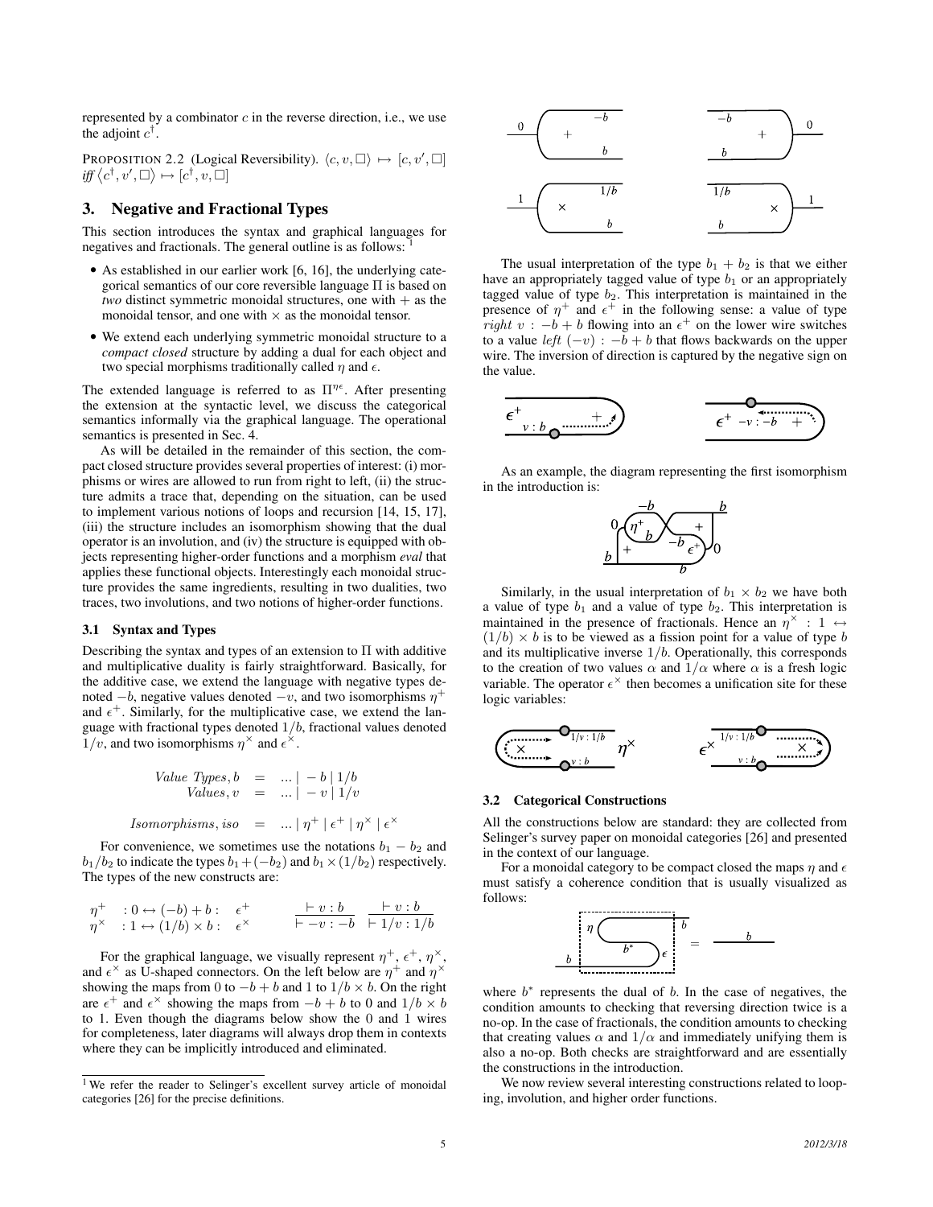represented by a combinator $c$ in the reverse direction, i.e., we use the adjoint $c^\dagger$.

PROPOSITION 2.2 (Logical Reversibility). $\langle c, v, \Box\rangle \mapsto [c, v', \Box]$ *iff* $\langle c^\dagger, v', \Box\rangle \mapsto [c^\dagger, v, \Box]$

## 3. Negative and Fractional Types

This section introduces the syntax and graphical languages for negatives and fractionals. The general outline is as follows: [1]

- As established in our earlier work [6, 16], the underlying categorical semantics of our core reversible language $\Pi$ is based on *two* distinct symmetric monoidal structures, one with $+$ as the monoidal tensor, and one with $\times$ as the monoidal tensor.
- We extend each underlying symmetric monoidal structure to a *compact closed* structure by adding a dual for each object and two special morphisms traditionally called $\eta$ and $\epsilon$.

The extended language is referred to as $\Pi^{\eta\epsilon}$. After presenting the extension at the syntactic level, we discuss the categorical semantics informally via the graphical language. The operational semantics is presented in Sec. 4.

As will be detailed in the remainder of this section, the compact closed structure provides several properties of interest: (i) morphisms or wires are allowed to run from right to left, (ii) the structure admits a trace that, depending on the situation, can be used to implement various notions of loops and recursion [14, 15, 17], (iii) the structure includes an isomorphism showing that the dual operator is an involution, and (iv) the structure is equipped with objects representing higher-order functions and a morphism *eval* that applies these functional objects. Interestingly each monoidal structure provides the same ingredients, resulting in two dualities, two traces, two involutions, and two notions of higher-order functions.

### 3.1 Syntax and Types

Describing the syntax and types of an extension to $\Pi$ with additive and multiplicative duality is fairly straightforward. Basically, for the additive case, we extend the language with negative types denoted $-b$, negative values denoted $-v$, and two isomorphisms $\eta^+$ and $\epsilon^+$. Similarly, for the multiplicative case, we extend the language with fractional types denoted $1/b$, fractional values denoted $1/v$, and two isomorphisms $\eta^\times$ and $\epsilon^\times$.

$$\begin{array}{rcl} \textit{Value Types}, b &=& \ldots \mid -b \mid 1/b \\ \textit{Values}, v &=& \ldots \mid -v \mid 1/v \\ \\ \textit{Isomorphisms}, iso &=& \ldots \mid \eta^+ \mid \epsilon^+ \mid \eta^\times \mid \epsilon^\times \end{array}$$

For convenience, we sometimes use the notations $b_1 - b_2$ and $b_1/b_2$ to indicate the types $b_1 + (-b_2)$ and $b_1 \times (1/b_2)$ respectively. The types of the new constructs are:

$$\begin{array}{lll} \eta^+ & : 0 \leftrightarrow (-b) + b : & \epsilon^+ \\ \eta^\times & : 1 \leftrightarrow (1/b) \times b : & \epsilon^\times \end{array} \qquad \frac{\vdash v : b}{\vdash -v : -b} \quad \frac{\vdash v : b}{\vdash 1/v : 1/b}$$

For the graphical language, we visually represent $\eta^+$, $\epsilon^+$, $\eta^\times$, and $\epsilon^\times$ as U-shaped connectors. On the left below are $\eta^+$ and $\eta^\times$ showing the maps from 0 to $-b + b$ and 1 to $1/b \times b$. On the right are $\epsilon^+$ and $\epsilon^\times$ showing the maps from $-b + b$ to 0 and $1/b \times b$ to 1. Even though the diagrams below show the 0 and 1 wires for completeness, later diagrams will always drop them in contexts where they can be implicitly introduced and eliminated.

The usual interpretation of the type $b_1 + b_2$ is that we either have an appropriately tagged value of type $b_1$ or an appropriately tagged value of type $b_2$. This interpretation is maintained in the presence of $\eta^+$ and $\epsilon^+$ in the following sense: a value of type $right\ v : -b + b$ flowing into an $\epsilon^+$ on the lower wire switches to a value $left\ (-v) : -b + b$ that flows backwards on the upper wire. The inversion of direction is captured by the negative sign on the value.

As an example, the diagram representing the first isomorphism in the introduction is:

Similarly, in the usual interpretation of $b_1 \times b_2$ we have both a value of type $b_1$ and a value of type $b_2$. This interpretation is maintained in the presence of fractionals. Hence an $\eta^\times : 1 \leftrightarrow (1/b) \times b$ is to be viewed as a fission point for a value of type $b$ and its multiplicative inverse $1/b$. Operationally, this corresponds to the creation of two values $\alpha$ and $1/\alpha$ where $\alpha$ is a fresh logic variable. The operator $\epsilon^\times$ then becomes a unification site for these logic variables:

### 3.2 Categorical Constructions

All the constructions below are standard: they are collected from Selinger's survey paper on monoidal categories [26] and presented in the context of our language.

For a monoidal category to be compact closed the maps $\eta$ and $\epsilon$ must satisfy a coherence condition that is usually visualized as follows:

where $b^*$ represents the dual of $b$. In the case of negatives, the condition amounts to checking that reversing direction twice is a no-op. In the case of fractionals, the condition amounts to checking that creating values $\alpha$ and $1/\alpha$ and immediately unifying them is also a no-op. Both checks are straightforward and are essentially the constructions in the introduction.

We now review several interesting constructions related to looping, involution, and higher order functions.

[1] We refer the reader to Selinger's excellent survey article of monoidal categories [26] for the precise definitions.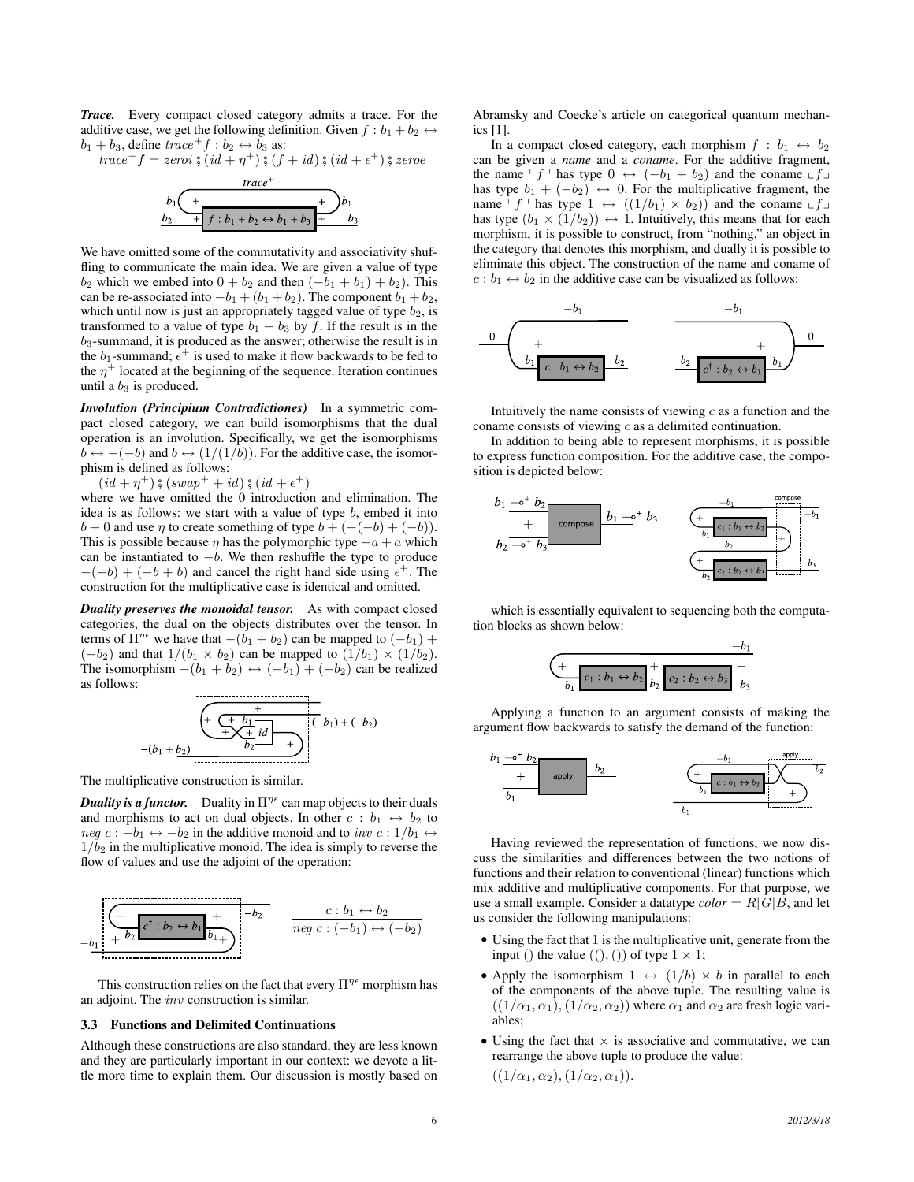***Trace.*** Every compact closed category admits a trace. For the additive case, we get the following definition. Given $f : b_1 + b_2 \leftrightarrow b_1 + b_3$, define $trace^+ f : b_2 \leftrightarrow b_3$ as:

$trace^+ f = zeroi \fatsemi (id + \eta^+) \fatsemi (f + id) \fatsemi (id + \epsilon^+) \fatsemi zeroe$

We have omitted some of the commutativity and associativity shuffling to communicate the main idea. We are given a value of type $b_2$ which we embed into $0 + b_2$ and then $(-b_1 + b_1) + b_2)$. This can be re-associated into $-b_1 + (b_1 + b_2)$. The component $b_1 + b_2$, which until now is just an appropriately tagged value of type $b_2$, is transformed to a value of type $b_1 + b_3$ by $f$. If the result is in the $b_3$-summand, it is produced as the answer; otherwise the result is in the $b_1$-summand; $\epsilon^+$ is used to make it flow backwards to be fed to the $\eta^+$ located at the beginning of the sequence. Iteration continues until a $b_3$ is produced.

***Involution (Principium Contradictiones)*** In a symmetric compact closed category, we can build isomorphisms that the dual operation is an involution. Specifically, we get the isomorphisms $b \leftrightarrow -(-b)$ and $b \leftrightarrow (1/(1/b))$. For the additive case, the isomorphism is defined as follows:

$(id + \eta^+) \fatsemi (swap^+ + id) \fatsemi (id + \epsilon^+)$

where we have omitted the 0 introduction and elimination. The idea is as follows: we start with a value of type $b$, embed it into $b + 0$ and use $\eta$ to create something of type $b + (-(-b) + (-b))$. This is possible because $\eta$ has the polymorphic type $-a + a$ which can be instantiated to $-b$. We then reshuffle the type to produce $-(-b) + (-b + b)$ and cancel the right hand side using $\epsilon^+$. The construction for the multiplicative case is identical and omitted.

***Duality preserves the monoidal tensor.*** As with compact closed categories, the dual on the objects distributes over the tensor. In terms of $\Pi^{\eta\epsilon}$ we have that $-(b_1 + b_2)$ can be mapped to $(-b_1) + (-b_2)$ and that $1/(b_1 \times b_2)$ can be mapped to $(1/b_1) \times (1/b_2)$. The isomorphism $-(b_1 + b_2) \leftrightarrow (-b_1) + (-b_2)$ can be realized as follows:

The multiplicative construction is similar.

***Duality is a functor.*** Duality in $\Pi^{\eta\epsilon}$ can map objects to their duals and morphisms to act on dual objects. In other $c : b_1 \leftrightarrow b_2$ to $neg\ c : -b_1 \leftrightarrow -b_2$ in the additive monoid and to $inv\ c : 1/b_1 \leftrightarrow 1/b_2$ in the multiplicative monoid. The idea is simply to reverse the flow of values and use the adjoint of the operation:

$$\frac{c : b_1 \leftrightarrow b_2}{neg\ c : (-b_1) \leftrightarrow (-b_2)}$$

This construction relies on the fact that every $\Pi^{\eta\epsilon}$ morphism has an adjoint. The $inv$ construction is similar.

### 3.3 Functions and Delimited Continuations

Although these constructions are also standard, they are less known and they are particularly important in our context: we devote a little more time to explain them. Our discussion is mostly based on Abramsky and Coecke's article on categorical quantum mechanics [1].

In a compact closed category, each morphism $f : b_1 \leftrightarrow b_2$ can be given a *name* and a *coname*. For the additive fragment, the name $\ulcorner f \urcorner$ has type $0 \leftrightarrow (-b_1 + b_2)$ and the coname $\llcorner f \lrcorner$ has type $b_1 + (-b_2) \leftrightarrow 0$. For the multiplicative fragment, the name $\ulcorner f \urcorner$ has type $1 \leftrightarrow ((1/b_1) \times b_2))$ and the coname $\llcorner f \lrcorner$ has type $(b_1 \times (1/b_2)) \leftrightarrow 1$. Intuitively, this means that for each morphism, it is possible to construct, from "nothing," an object in the category that denotes this morphism, and dually it is possible to eliminate this object. The construction of the name and coname of $c : b_1 \leftrightarrow b_2$ in the additive case can be visualized as follows:

Intuitively the name consists of viewing $c$ as a function and the coname consists of viewing $c$ as a delimited continuation.

In addition to being able to represent morphisms, it is possible to express function composition. For the additive case, the composition is depicted below:

which is essentially equivalent to sequencing both the computation blocks as shown below:

Applying a function to an argument consists of making the argument flow backwards to satisfy the demand of the function:

Having reviewed the representation of functions, we now discuss the similarities and differences between the two notions of functions and their relation to conventional (linear) functions which mix additive and multiplicative components. For that purpose, we use a small example. Consider a datatype $color = R|G|B$, and let us consider the following manipulations:

- Using the fact that 1 is the multiplicative unit, generate from the input () the value ((), ()) of type $1 \times 1$;
- Apply the isomorphism $1 \leftrightarrow (1/b) \times b$ in parallel to each of the components of the above tuple. The resulting value is $((1/\alpha_1, \alpha_1), (1/\alpha_2, \alpha_2))$ where $\alpha_1$ and $\alpha_2$ are fresh logic variables;
- Using the fact that $\times$ is associative and commutative, we can rearrange the above tuple to produce the value:

  $((1/\alpha_1, \alpha_2), (1/\alpha_2, \alpha_1))$.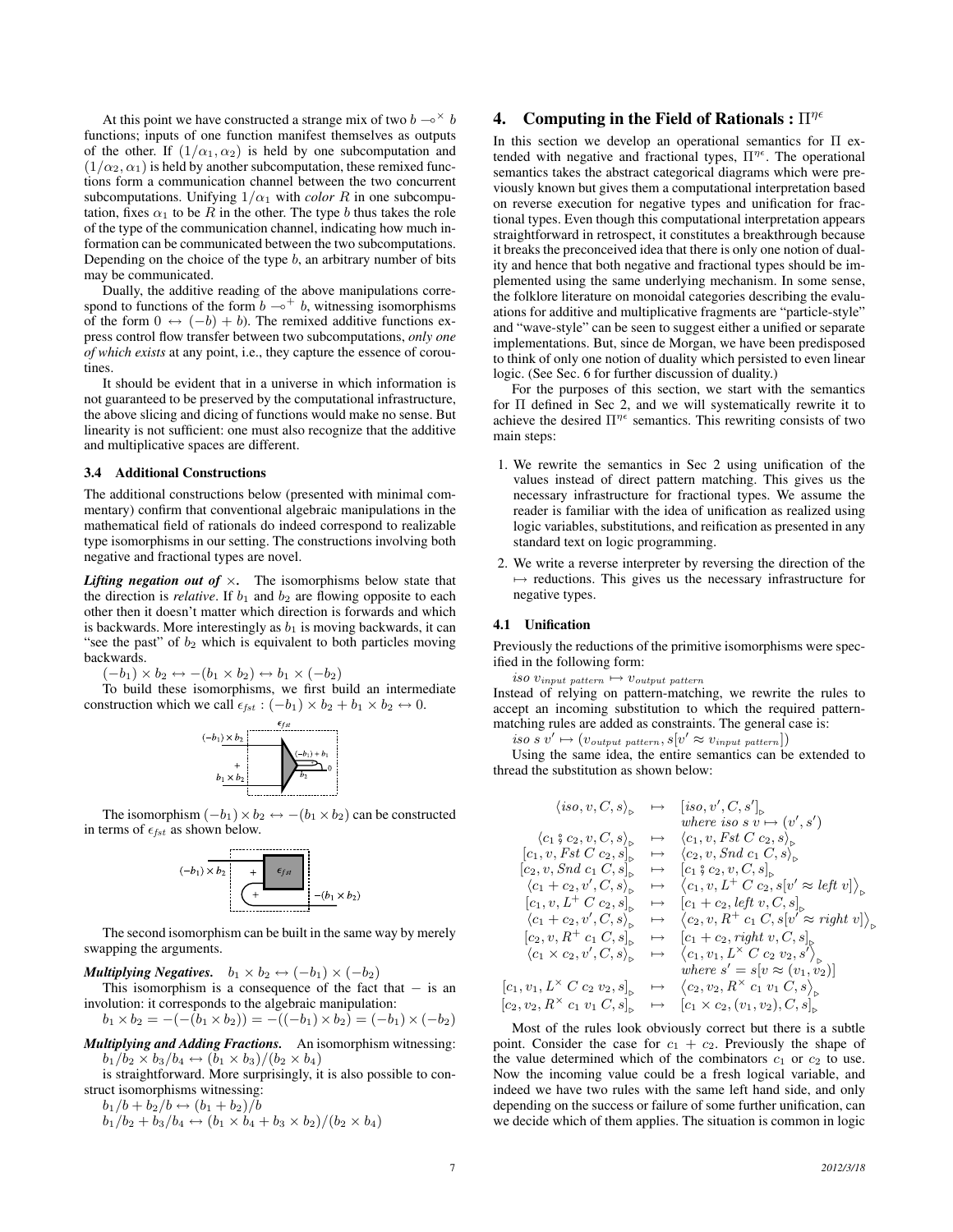At this point we have constructed a strange mix of two $b \multimap^{\times} b$ functions; inputs of one function manifest themselves as outputs of the other. If $(1/\alpha_1, \alpha_2)$ is held by one subcomputation and $(1/\alpha_2, \alpha_1)$ is held by another subcomputation, these remixed functions form a communication channel between the two concurrent subcomputations. Unifying $1/\alpha_1$ with *color* $R$ in one subcomputation, fixes $\alpha_1$ to be $R$ in the other. The type $b$ thus takes the role of the type of the communication channel, indicating how much information can be communicated between the two subcomputations. Depending on the choice of the type $b$, an arbitrary number of bits may be communicated.

Dually, the additive reading of the above manipulations correspond to functions of the form $b \multimap^{+} b$, witnessing isomorphisms of the form $0 \leftrightarrow (-b) + b$). The remixed additive functions express control flow transfer between two subcomputations, *only one of which exists* at any point, i.e., they capture the essence of coroutines.

It should be evident that in a universe in which information is not guaranteed to be preserved by the computational infrastructure, the above slicing and dicing of functions would make no sense. But linearity is not sufficient: one must also recognize that the additive and multiplicative spaces are different.

### 3.4 Additional Constructions

The additional constructions below (presented with minimal commentary) confirm that conventional algebraic manipulations in the mathematical field of rationals do indeed correspond to realizable type isomorphisms in our setting. The constructions involving both negative and fractional types are novel.

***Lifting negation out of*** $\times$***.*** The isomorphisms below state that the direction is *relative*. If $b_1$ and $b_2$ are flowing opposite to each other then it doesn't matter which direction is forwards and which is backwards. More interestingly as $b_1$ is moving backwards, it can "see the past" of $b_2$ which is equivalent to both particles moving backwards.

$(-b_1) \times b_2 \leftrightarrow -(b_1 \times b_2) \leftrightarrow b_1 \times (-b_2)$

To build these isomorphisms, we first build an intermediate construction which we call $\epsilon_{fst} : (-b_1) \times b_2 + b_1 \times b_2 \leftrightarrow 0$.

The isomorphism $(-b_1) \times b_2 \leftrightarrow -(b_1 \times b_2)$ can be constructed in terms of $\epsilon_{fst}$ as shown below.

The second isomorphism can be built in the same way by merely swapping the arguments.

***Multiplying Negatives.*** $b_1 \times b_2 \leftrightarrow (-b_1) \times (-b_2)$

This isomorphism is a consequence of the fact that $-$ is an involution: it corresponds to the algebraic manipulation:

$b_1 \times b_2 = -(-(b_1 \times b_2)) = -((-b_1) \times b_2) = (-b_1) \times (-b_2)$

***Multiplying and Adding Fractions.*** An isomorphism witnessing: $b_1/b_2 \times b_3/b_4 \leftrightarrow (b_1 \times b_3)/(b_2 \times b_4)$

is straightforward. More surprisingly, it is also possible to construct isomorphisms witnessing:

$b_1/b + b_2/b \leftrightarrow (b_1 + b_2)/b$

$b_1/b_2 + b_3/b_4 \leftrightarrow (b_1 \times b_4 + b_3 \times b_2)/(b_2 \times b_4)$

## 4. Computing in the Field of Rationals : $\Pi^{\eta\epsilon}$

In this section we develop an operational semantics for $\Pi$ extended with negative and fractional types, $\Pi^{\eta\epsilon}$. The operational semantics takes the abstract categorical diagrams which were previously known but gives them a computational interpretation based on reverse execution for negative types and unification for fractional types. Even though this computational interpretation appears straightforward in retrospect, it constitutes a breakthrough because it breaks the preconceived idea that there is only one notion of duality and hence that both negative and fractional types should be implemented using the same underlying mechanism. In some sense, the folklore literature on monoidal categories describing the evaluations for additive and multiplicative fragments are "particle-style" and "wave-style" can be seen to suggest either a unified or separate implementations. But, since de Morgan, we have been predisposed to think of only one notion of duality which persisted to even linear logic. (See Sec. 6 for further discussion of duality.)

For the purposes of this section, we start with the semantics for $\Pi$ defined in Sec 2, and we will systematically rewrite it to achieve the desired $\Pi^{\eta\epsilon}$ semantics. This rewriting consists of two main steps:

1. We rewrite the semantics in Sec 2 using unification of the values instead of direct pattern matching. This gives us the necessary infrastructure for fractional types. We assume the reader is familiar with the idea of unification as realized using logic variables, substitutions, and reification as presented in any standard text on logic programming.
2. We write a reverse interpreter by reversing the direction of the $\mapsto$ reductions. This gives us the necessary infrastructure for negative types.

### 4.1 Unification

Previously the reductions of the primitive isomorphisms were specified in the following form:

$iso\ v_{input\ pattern} \mapsto v_{output\ pattern}$

Instead of relying on pattern-matching, we rewrite the rules to accept an incoming substitution to which the required pattern-matching rules are added as constraints. The general case is:

$iso\ s\ v' \mapsto (v_{output\ pattern}, s[v' \approx v_{input\ pattern}])$

Using the same idea, the entire semantics can be extended to thread the substitution as shown below:

$$
\begin{array}{rcl}
\langle iso, v, C, s\rangle_{\triangleright} & \mapsto & [iso, v', C, s']_{\triangleright} \\
 & & \textit{where } iso\ s\ v \mapsto (v', s') \\
\langle c_1 \fatsemi c_2, v, C, s\rangle_{\triangleright} & \mapsto & \langle c_1, v, \mathit{Fst}\ C\ c_2, s\rangle_{\triangleright} \\
[c_1, v, \mathit{Fst}\ C\ c_2, s]_{\triangleright} & \mapsto & \langle c_2, v, \mathit{Snd}\ c_1\ C, s\rangle_{\triangleright} \\
[c_2, v, \mathit{Snd}\ c_1\ C, s]_{\triangleright} & \mapsto & [c_1 \fatsemi c_2, v, C, s]_{\triangleright} \\
\langle c_1 + c_2, v', C, s\rangle_{\triangleright} & \mapsto & \langle c_1, v, L^{+}\ C\ c_2, s[v' \approx \mathit{left}\ v]\rangle_{\triangleright} \\
[c_1, v, L^{+}\ C\ c_2, s]_{\triangleright} & \mapsto & [c_1 + c_2, \mathit{left}\ v, C, s]_{\triangleright} \\
\langle c_1 + c_2, v', C, s\rangle_{\triangleright} & \mapsto & \langle c_2, v, R^{+}\ c_1\ C, s[v' \approx \mathit{right}\ v]\rangle_{\triangleright} \\
[c_2, v, R^{+}\ c_1\ C, s]_{\triangleright} & \mapsto & [c_1 + c_2, \mathit{right}\ v, C, s]_{\triangleright} \\
\langle c_1 \times c_2, v', C, s\rangle_{\triangleright} & \mapsto & \langle c_1, v_1, L^{\times}\ C\ c_2\ v_2, s'\rangle_{\triangleright} \\
 & & \textit{where } s' = s[v \approx (v_1, v_2)] \\
[c_1, v_1, L^{\times}\ C\ c_2\ v_2, s]_{\triangleright} & \mapsto & \langle c_2, v_2, R^{\times}\ c_1\ v_1\ C, s\rangle_{\triangleright} \\
[c_2, v_2, R^{\times}\ c_1\ v_1\ C, s]_{\triangleright} & \mapsto & [c_1 \times c_2, (v_1, v_2), C, s]_{\triangleright}
\end{array}
$$

Most of the rules look obviously correct but there is a subtle point. Consider the case for $c_1 + c_2$. Previously the shape of the value determined which of the combinators $c_1$ or $c_2$ to use. Now the incoming value could be a fresh logical variable, and indeed we have two rules with the same left hand side, and only depending on the success or failure of some further unification, can we decide which of them applies. The situation is common in logic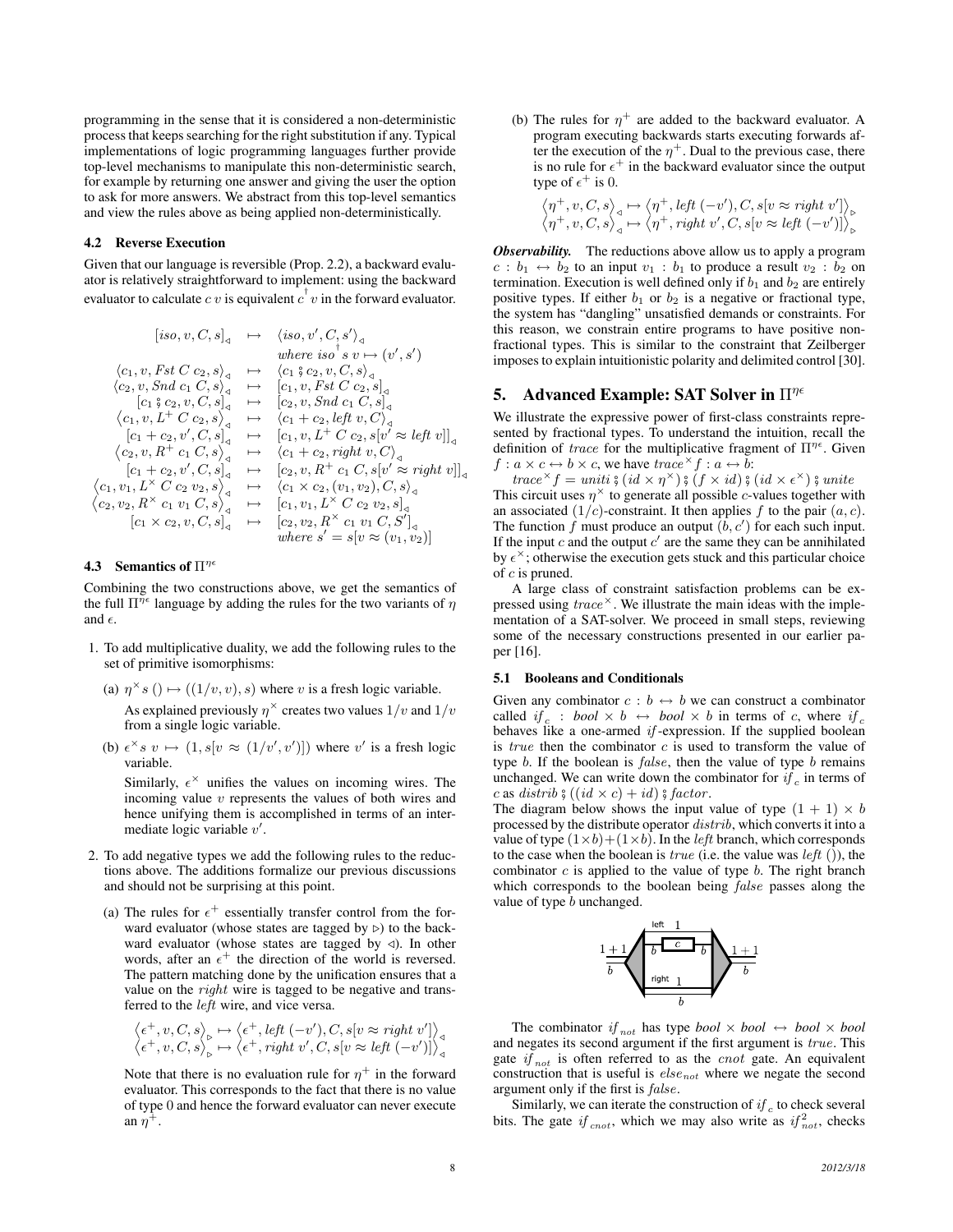programming in the sense that it is considered a non-deterministic process that keeps searching for the right substitution if any. Typical implementations of logic programming languages further provide top-level mechanisms to manipulate this non-deterministic search, for example by returning one answer and giving the user the option to ask for more answers. We abstract from this top-level semantics and view the rules above as being applied non-deterministically.

### 4.2 Reverse Execution

Given that our language is reversible (Prop. 2.2), a backward evaluator is relatively straightforward to implement: using the backward evaluator to calculate $c\ v$ is equivalent $c^{\dagger}\ v$ in the forward evaluator.

$$
\begin{array}{rcl}
[iso, v, C, s]_{\triangleleft} & \mapsto & \langle iso, v', C, s' \rangle_{\triangleleft} \\
& & \text{where } iso^{\dagger}\ s\ v \mapsto (v', s') \\
\langle c_1, v, Fst\ C\ c_2, s\rangle_{\triangleleft} & \mapsto & \langle c_1 \fatsemi c_2, v, C, s\rangle_{\triangleleft} \\
\langle c_2, v, Snd\ c_1\ C, s\rangle_{\triangleleft} & \mapsto & [c_1, v, Fst\ C\ c_2, s]_{\triangleleft} \\
[c_1 \fatsemi c_2, v, C, s]_{\triangleleft} & \mapsto & [c_2, v, Snd\ c_1\ C, s]_{\triangleleft} \\
\langle c_1, v, L^{+}\ C\ c_2, s\rangle_{\triangleleft} & \mapsto & \langle c_1 + c_2, left\ v, C\rangle_{\triangleleft} \\
[c_1 + c_2, v', C, s]_{\triangleleft} & \mapsto & [c_1, v, L^{+}\ C\ c_2, s[v' \approx left\ v]]_{\triangleleft} \\
\langle c_2, v, R^{+}\ c_1\ C, s\rangle_{\triangleleft} & \mapsto & \langle c_1 + c_2, right\ v, C\rangle_{\triangleleft} \\
[c_1 + c_2, v', C, s]_{\triangleleft} & \mapsto & [c_2, v, R^{+}\ c_1\ C, s[v' \approx right\ v]]_{\triangleleft} \\
\langle c_1, v_1, L^{\times}\ C\ c_2\ v_2, s\rangle_{\triangleleft} & \mapsto & \langle c_1 \times c_2, (v_1, v_2), C, s\rangle_{\triangleleft} \\
\langle c_2, v_2, R^{\times}\ c_1\ v_1\ C, s\rangle_{\triangleleft} & \mapsto & [c_1, v_1, L^{\times}\ C\ c_2\ v_2, s]_{\triangleleft} \\
[c_1 \times c_2, v, C, s]_{\triangleleft} & \mapsto & [c_2, v_2, R^{\times}\ c_1\ v_1\ C, S']_{\triangleleft} \\
& & \text{where } s' = s[v \approx (v_1, v_2)]
\end{array}
$$

### 4.3 Semantics of $\Pi^{\eta\epsilon}$

Combining the two constructions above, we get the semantics of the full $\Pi^{\eta\epsilon}$ language by adding the rules for the two variants of $\eta$ and $\epsilon$.

1. To add multiplicative duality, we add the following rules to the set of primitive isomorphisms:

   (a) $\eta^{\times} s\ () \mapsto ((1/v, v), s)$ where $v$ is a fresh logic variable.

   As explained previously $\eta^{\times}$ creates two values $1/v$ and $1/v$ from a single logic variable.

   (b) $\epsilon^{\times} s\ v \mapsto (1, s[v \approx (1/v', v')])$ where $v'$ is a fresh logic variable.

   Similarly, $\epsilon^{\times}$ unifies the values on incoming wires. The incoming value $v$ represents the values of both wires and hence unifying them is accomplished in terms of an intermediate logic variable $v'$.

2. To add negative types we add the following rules to the reductions above. The additions formalize our previous discussions and should not be surprising at this point.

   (a) The rules for $\epsilon^{+}$ essentially transfer control from the forward evaluator (whose states are tagged by $\triangleright$) to the backward evaluator (whose states are tagged by $\triangleleft$). In other words, after an $\epsilon^{+}$ the direction of the world is reversed. The pattern matching done by the unification ensures that a value on the *right* wire is tagged to be negative and transferred to the *left* wire, and vice versa.

   $$\langle \epsilon^{+}, v, C, s\rangle_{\triangleright} \mapsto \langle \epsilon^{+}, left\ (-v'), C, s[v \approx right\ v']\rangle_{\triangleleft}$$
   $$\langle \epsilon^{+}, v, C, s\rangle_{\triangleright} \mapsto \langle \epsilon^{+}, right\ v', C, s[v \approx left\ (-v')]\rangle_{\triangleleft}$$

   Note that there is no evaluation rule for $\eta^{+}$ in the forward evaluator. This corresponds to the fact that there is no value of type 0 and hence the forward evaluator can never execute an $\eta^{+}$.

   (b) The rules for $\eta^{+}$ are added to the backward evaluator. A program executing backwards starts executing forwards after the execution of the $\eta^{+}$. Dual to the previous case, there is no rule for $\epsilon^{+}$ in the backward evaluator since the output type of $\epsilon^{+}$ is 0.

   $$\langle \eta^{+}, v, C, s\rangle_{\triangleleft} \mapsto \langle \eta^{+}, left\ (-v'), C, s[v \approx right\ v']\rangle_{\triangleright}$$
   $$\langle \eta^{+}, v, C, s\rangle_{\triangleleft} \mapsto \langle \eta^{+}, right\ v', C, s[v \approx left\ (-v')]\rangle_{\triangleright}$$

***Observability.*** The reductions above allow us to apply a program $c : b_1 \leftrightarrow b_2$ to an input $v_1 : b_1$ to produce a result $v_2 : b_2$ on termination. Execution is well defined only if $b_1$ and $b_2$ are entirely positive types. If either $b_1$ or $b_2$ is a negative or fractional type, the system has "dangling" unsatisfied demands or constraints. For this reason, we constrain entire programs to have positive non-fractional types. This is similar to the constraint that Zeilberger imposes to explain intuitionistic polarity and delimited control [30].

## 5. Advanced Example: SAT Solver in $\Pi^{\eta\epsilon}$

We illustrate the expressive power of first-class constraints represented by fractional types. To understand the intuition, recall the definition of *trace* for the multiplicative fragment of $\Pi^{\eta\epsilon}$. Given $f : a \times c \leftrightarrow b \times c$, we have $trace^{\times} f : a \leftrightarrow b$:

$trace^{\times} f = uniti \fatsemi (id \times \eta^{\times}) \fatsemi (f \times id) \fatsemi (id \times \epsilon^{\times}) \fatsemi unite$

This circuit uses $\eta^{\times}$ to generate all possible $c$-values together with an associated $(1/c)$-constraint. It then applies $f$ to the pair $(a, c)$. The function $f$ must produce an output $(b, c')$ for each such input. If the input $c$ and the output $c'$ are the same they can be annihilated by $\epsilon^{\times}$; otherwise the execution gets stuck and this particular choice of $c$ is pruned.

A large class of constraint satisfaction problems can be expressed using $trace^{\times}$. We illustrate the main ideas with the implementation of a SAT-solver. We proceed in small steps, reviewing some of the necessary constructions presented in our earlier paper [16].

### 5.1 Booleans and Conditionals

Given any combinator $c : b \leftrightarrow b$ we can construct a combinator called $if_c : bool \times b \leftrightarrow bool \times b$ in terms of $c$, where $if_c$ behaves like a one-armed *if*-expression. If the supplied boolean is *true* then the combinator $c$ is used to transform the value of type $b$. If the boolean is *false*, then the value of type $b$ remains unchanged. We can write down the combinator for $if_c$ in terms of $c$ as $distrib \fatsemi ((id \times c) + id) \fatsemi factor$.

The diagram below shows the input value of type $(1 + 1) \times b$ processed by the distribute operator *distrib*, which converts it into a value of type $(1 \times b) + (1 \times b)$. In the *left* branch, which corresponds to the case when the boolean is *true* (i.e. the value was *left* ()), the combinator $c$ is applied to the value of type $b$. The right branch which corresponds to the boolean being *false* passes along the value of type $b$ unchanged.

The combinator $if_{not}$ has type $bool \times bool \leftrightarrow bool \times bool$ and negates its second argument if the first argument is *true*. This gate $if_{not}$ is often referred to as the *cnot* gate. An equivalent construction that is useful is $else_{not}$ where we negate the second argument only if the first is *false*.

Similarly, we can iterate the construction of $if_c$ to check several bits. The gate $if_{cnot}$, which we may also write as $if^2_{not}$, checks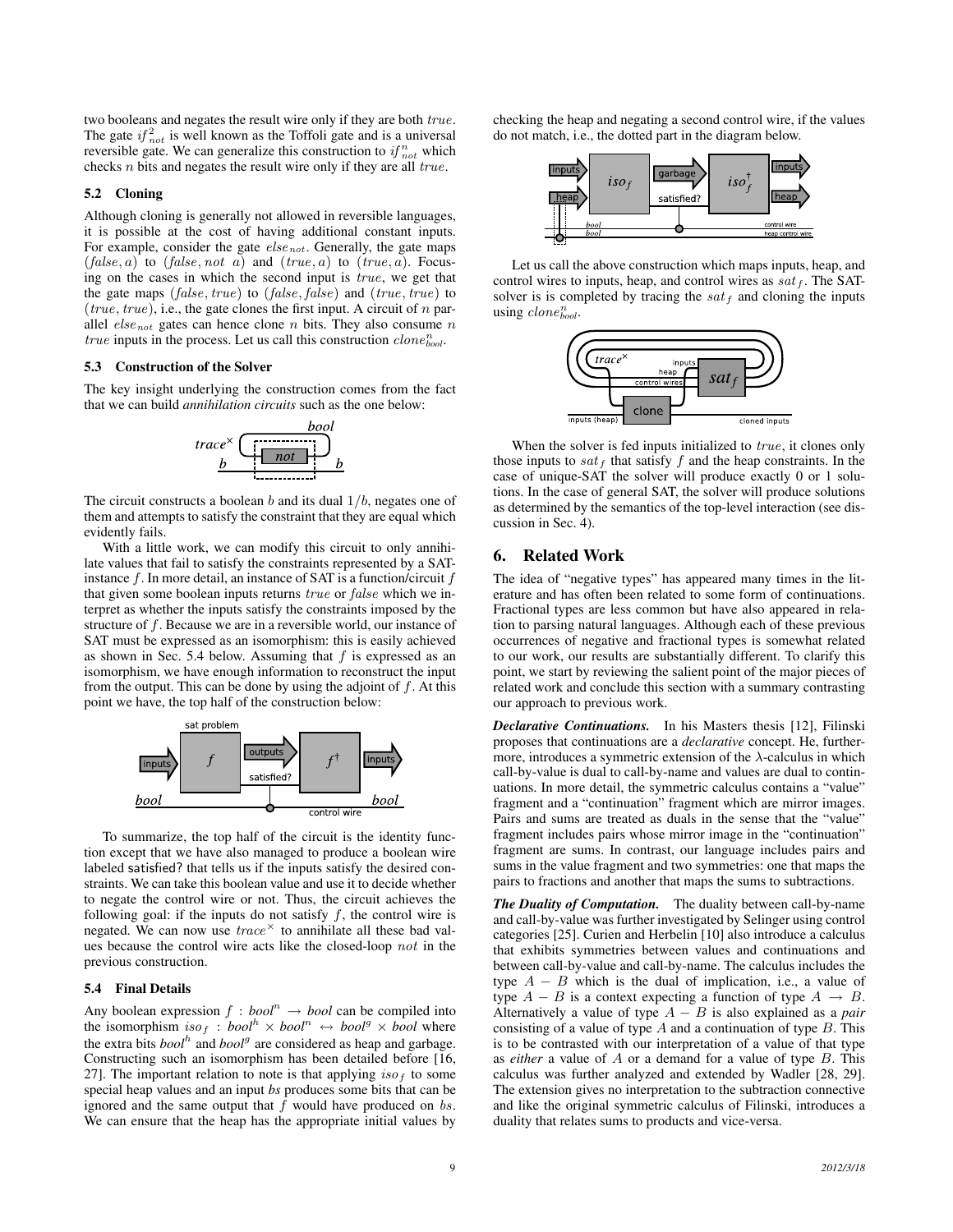two booleans and negates the result wire only if they are both $true$. The gate $if^2_{not}$ is well known as the Toffoli gate and is a universal reversible gate. We can generalize this construction to $if^n_{not}$ which checks $n$ bits and negates the result wire only if they are all $true$.

### 5.2 Cloning

Although cloning is generally not allowed in reversible languages, it is possible at the cost of having additional constant inputs. For example, consider the gate $else_{not}$. Generally, the gate maps $(false, a)$ to $(false, not\ a)$ and $(true, a)$ to $(true, a)$. Focusing on the cases in which the second input is $true$, we get that the gate maps $(false, true)$ to $(false, false)$ and $(true, true)$ to $(true, true)$, i.e., the gate clones the first input. A circuit of $n$ parallel $else_{not}$ gates can hence clone $n$ bits. They also consume $n$ $true$ inputs in the process. Let us call this construction $clone^n_{bool}$.

### 5.3 Construction of the Solver

The key insight underlying the construction comes from the fact that we can build *annihilation circuits* such as the one below:

The circuit constructs a boolean $b$ and its dual $1/b$, negates one of them and attempts to satisfy the constraint that they are equal which evidently fails.

With a little work, we can modify this circuit to only annihilate values that fail to satisfy the constraints represented by a SAT-instance $f$. In more detail, an instance of SAT is a function/circuit $f$ that given some boolean inputs returns $true$ or $false$ which we interpret as whether the inputs satisfy the constraints imposed by the structure of $f$. Because we are in a reversible world, our instance of SAT must be expressed as an isomorphism: this is easily achieved as shown in Sec. 5.4 below. Assuming that $f$ is expressed as an isomorphism, we have enough information to reconstruct the input from the output. This can be done by using the adjoint of $f$. At this point we have, the top half of the construction below:

To summarize, the top half of the circuit is the identity function except that we have also managed to produce a boolean wire labeled satisfied? that tells us if the inputs satisfy the desired constraints. We can take this boolean value and use it to decide whether to negate the control wire or not. Thus, the circuit achieves the following goal: if the inputs do not satisfy $f$, the control wire is negated. We can now use $trace^{\times}$ to annihilate all these bad values because the control wire acts like the closed-loop $not$ in the previous construction.

### 5.4 Final Details

Any boolean expression $f : bool^n \rightarrow bool$ can be compiled into the isomorphism $iso_f : bool^h \times bool^n \leftrightarrow bool^g \times bool$ where the extra bits $bool^h$ and $bool^g$ are considered as heap and garbage. Constructing such an isomorphism has been detailed before [16, 27]. The important relation to note is that applying $iso_f$ to some special heap values and an input $bs$ produces some bits that can be ignored and the same output that $f$ would have produced on $bs$. We can ensure that the heap has the appropriate initial values by checking the heap and negating a second control wire, if the values do not match, i.e., the dotted part in the diagram below.

Let us call the above construction which maps inputs, heap, and control wires to inputs, heap, and control wires as $sat_f$. The SAT-solver is is completed by tracing the $sat_f$ and cloning the inputs using $clone^n_{bool}$.

When the solver is fed inputs initialized to $true$, it clones only those inputs to $sat_f$ that satisfy $f$ and the heap constraints. In the case of unique-SAT the solver will produce exactly 0 or 1 solutions. In the case of general SAT, the solver will produce solutions as determined by the semantics of the top-level interaction (see discussion in Sec. 4).

## 6. Related Work

The idea of "negative types" has appeared many times in the literature and has often been related to some form of continuations. Fractional types are less common but have also appeared in relation to parsing natural languages. Although each of these previous occurrences of negative and fractional types is somewhat related to our work, our results are substantially different. To clarify this point, we start by reviewing the salient point of the major pieces of related work and conclude this section with a summary contrasting our approach to previous work.

***Declarative Continuations.*** In his Masters thesis [12], Filinski proposes that continuations are a *declarative* concept. He, furthermore, introduces a symmetric extension of the $\lambda$-calculus in which call-by-value is dual to call-by-name and values are dual to continuations. In more detail, the symmetric calculus contains a "value" fragment and a "continuation" fragment which are mirror images. Pairs and sums are treated as duals in the sense that the "value" fragment includes pairs whose mirror image in the "continuation" fragment are sums. In contrast, our language includes pairs and sums in the value fragment and two symmetries: one that maps the pairs to fractions and another that maps the sums to subtractions.

***The Duality of Computation.*** The duality between call-by-name and call-by-value was further investigated by Selinger using control categories [25]. Curien and Herbelin [10] also introduce a calculus that exhibits symmetries between values and continuations and between call-by-value and call-by-name. The calculus includes the type $A - B$ which is the dual of implication, i.e., a value of type $A - B$ is a context expecting a function of type $A \rightarrow B$. Alternatively a value of type $A - B$ is also explained as a *pair* consisting of a value of type $A$ and a continuation of type $B$. This is to be contrasted with our interpretation of a value of that type as *either* a value of $A$ or a demand for a value of type $B$. This calculus was further analyzed and extended by Wadler [28, 29]. The extension gives no interpretation to the subtraction connective and like the original symmetric calculus of Filinski, introduces a duality that relates sums to products and vice-versa.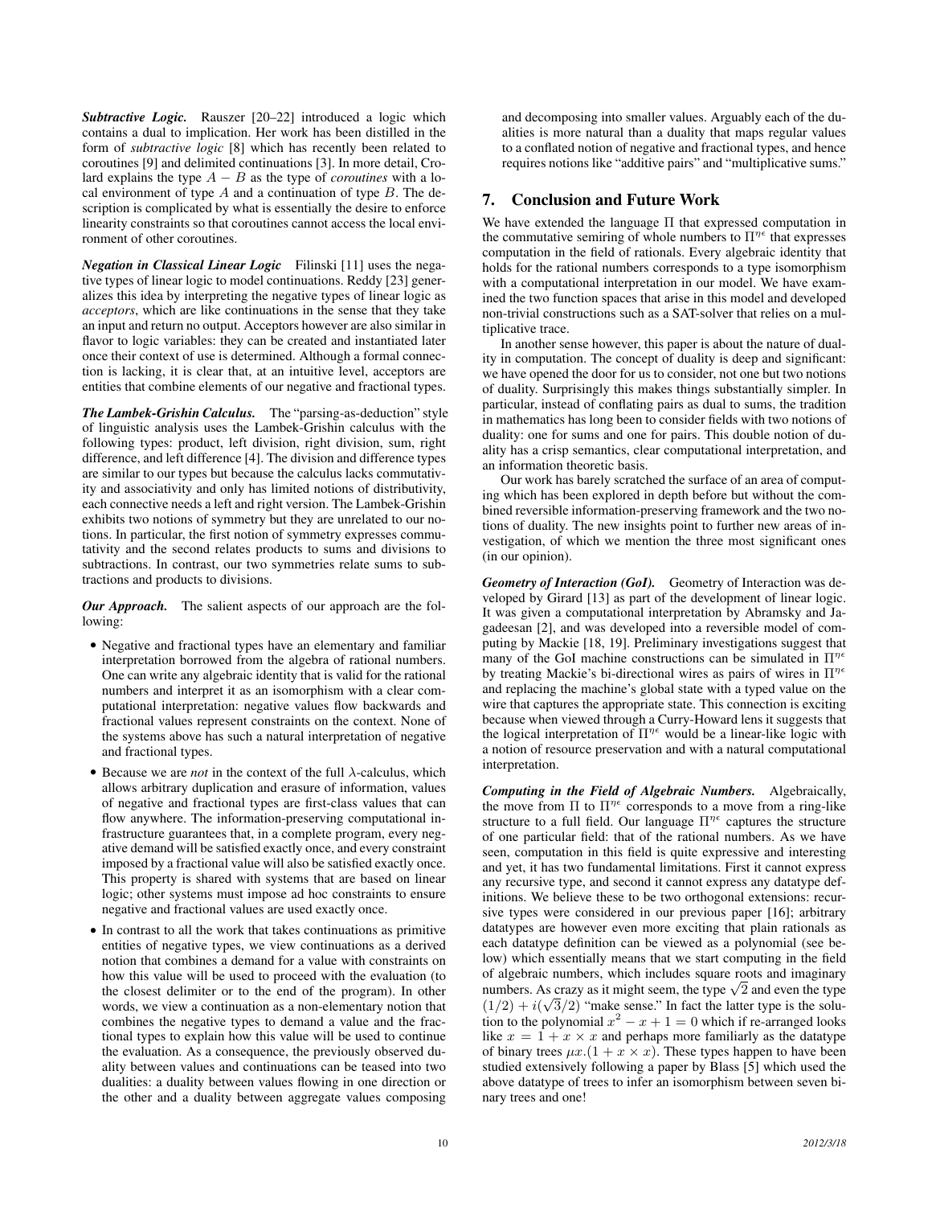***Subtractive Logic.*** Rauszer [20–22] introduced a logic which contains a dual to implication. Her work has been distilled in the form of *subtractive logic* [8] which has recently been related to coroutines [9] and delimited continuations [3]. In more detail, Crolard explains the type $A - B$ as the type of *coroutines* with a local environment of type $A$ and a continuation of type $B$. The description is complicated by what is essentially the desire to enforce linearity constraints so that coroutines cannot access the local environment of other coroutines.

***Negation in Classical Linear Logic*** Filinski [11] uses the negative types of linear logic to model continuations. Reddy [23] generalizes this idea by interpreting the negative types of linear logic as *acceptors*, which are like continuations in the sense that they take an input and return no output. Acceptors however are also similar in flavor to logic variables: they can be created and instantiated later once their context of use is determined. Although a formal connection is lacking, it is clear that, at an intuitive level, acceptors are entities that combine elements of our negative and fractional types.

***The Lambek-Grishin Calculus.*** The "parsing-as-deduction" style of linguistic analysis uses the Lambek-Grishin calculus with the following types: product, left division, right division, sum, right difference, and left difference [4]. The division and difference types are similar to our types but because the calculus lacks commutativity and associativity and only has limited notions of distributivity, each connective needs a left and right version. The Lambek-Grishin exhibits two notions of symmetry but they are unrelated to our notions. In particular, the first notion of symmetry expresses commutativity and the second relates products to sums and divisions to subtractions. In contrast, our two symmetries relate sums to subtractions and products to divisions.

***Our Approach.*** The salient aspects of our approach are the following:

- Negative and fractional types have an elementary and familiar interpretation borrowed from the algebra of rational numbers. One can write any algebraic identity that is valid for the rational numbers and interpret it as an isomorphism with a clear computational interpretation: negative values flow backwards and fractional values represent constraints on the context. None of the systems above has such a natural interpretation of negative and fractional types.
- Because we are *not* in the context of the full $\lambda$-calculus, which allows arbitrary duplication and erasure of information, values of negative and fractional types are first-class values that can flow anywhere. The information-preserving computational infrastructure guarantees that, in a complete program, every negative demand will be satisfied exactly once, and every constraint imposed by a fractional value will also be satisfied exactly once. This property is shared with systems that are based on linear logic; other systems must impose ad hoc constraints to ensure negative and fractional values are used exactly once.
- In contrast to all the work that takes continuations as primitive entities of negative types, we view continuations as a derived notion that combines a demand for a value with constraints on how this value will be used to proceed with the evaluation (to the closest delimiter or to the end of the program). In other words, we view a continuation as a non-elementary notion that combines the negative types to demand a value and the fractional types to explain how this value will be used to continue the evaluation. As a consequence, the previously observed duality between values and continuations can be teased into two dualities: a duality between values flowing in one direction or the other and a duality between aggregate values composing and decomposing into smaller values. Arguably each of the dualities is more natural than a duality that maps regular values to a conflated notion of negative and fractional types, and hence requires notions like "additive pairs" and "multiplicative sums."

## 7. Conclusion and Future Work

We have extended the language $\Pi$ that expressed computation in the commutative semiring of whole numbers to $\Pi^{\eta\epsilon}$ that expresses computation in the field of rationals. Every algebraic identity that holds for the rational numbers corresponds to a type isomorphism with a computational interpretation in our model. We have examined the two function spaces that arise in this model and developed non-trivial constructions such as a SAT-solver that relies on a multiplicative trace.

In another sense however, this paper is about the nature of duality in computation. The concept of duality is deep and significant: we have opened the door for us to consider, not one but two notions of duality. Surprisingly this makes things substantially simpler. In particular, instead of conflating pairs as dual to sums, the tradition in mathematics has long been to consider fields with two notions of duality: one for sums and one for pairs. This double notion of duality has a crisp semantics, clear computational interpretation, and an information theoretic basis.

Our work has barely scratched the surface of an area of computing which has been explored in depth before but without the combined reversible information-preserving framework and the two notions of duality. The new insights point to further new areas of investigation, of which we mention the three most significant ones (in our opinion).

***Geometry of Interaction (GoI).*** Geometry of Interaction was developed by Girard [13] as part of the development of linear logic. It was given a computational interpretation by Abramsky and Jagadeesan [2], and was developed into a reversible model of computing by Mackie [18, 19]. Preliminary investigations suggest that many of the GoI machine constructions can be simulated in $\Pi^{\eta\epsilon}$ by treating Mackie's bi-directional wires as pairs of wires in $\Pi^{\eta\epsilon}$ and replacing the machine's global state with a typed value on the wire that captures the appropriate state. This connection is exciting because when viewed through a Curry-Howard lens it suggests that the logical interpretation of $\Pi^{\eta\epsilon}$ would be a linear-like logic with a notion of resource preservation and with a natural computational interpretation.

***Computing in the Field of Algebraic Numbers.*** Algebraically, the move from $\Pi$ to $\Pi^{\eta\epsilon}$ corresponds to a move from a ring-like structure to a full field. Our language $\Pi^{\eta\epsilon}$ captures the structure of one particular field: that of the rational numbers. As we have seen, computation in this field is quite expressive and interesting and yet, it has two fundamental limitations. First it cannot express any recursive type, and second it cannot express any datatype definitions. We believe these to be two orthogonal extensions: recursive types were considered in our previous paper [16]; arbitrary datatypes are however even more exciting that plain rationals as each datatype definition can be viewed as a polynomial (see below) which essentially means that we start computing in the field of algebraic numbers, which includes square roots and imaginary numbers. As crazy as it might seem, the type $\sqrt{2}$ and even the type $(1/2) + i(\sqrt{3}/2)$ "make sense." In fact the latter type is the solution to the polynomial $x^2 - x + 1 = 0$ which if re-arranged looks like $x = 1 + x \times x$ and perhaps more familiarly as the datatype of binary trees $\mu x.(1 + x \times x)$. These types happen to have been studied extensively following a paper by Blass [5] which used the above datatype of trees to infer an isomorphism between seven binary trees and one!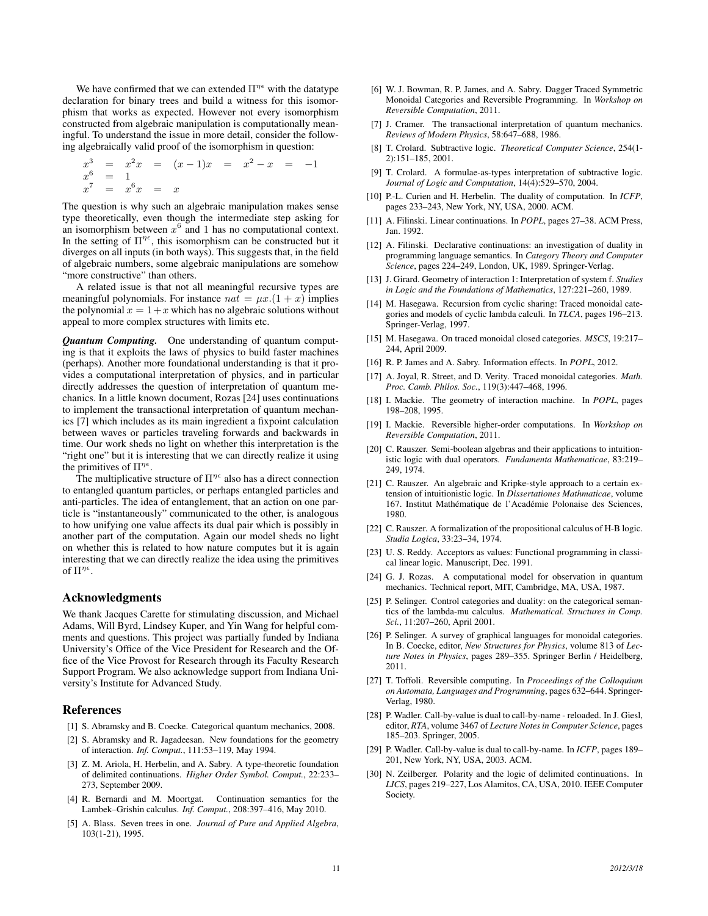We have confirmed that we can extended $\Pi^{\eta\epsilon}$ with the datatype declaration for binary trees and build a witness for this isomorphism that works as expected. However not every isomorphism constructed from algebraic manipulation is computationally meaningful. To understand the issue in more detail, consider the following algebraically valid proof of the isomorphism in question:

$$
\begin{array}{lllllllll}
x^3 & = & x^2 x & = & (x-1)x & = & x^2 - x & = & -1 \\
x^6 & = & 1 & & & & & & \\
x^7 & = & x^6 x & = & x & & & &
\end{array}
$$

The question is why such an algebraic manipulation makes sense type theoretically, even though the intermediate step asking for an isomorphism between $x^6$ and 1 has no computational context. In the setting of $\Pi^{\eta\epsilon}$, this isomorphism can be constructed but it diverges on all inputs (in both ways). This suggests that, in the field of algebraic numbers, some algebraic manipulations are somehow "more constructive" than others.

A related issue is that not all meaningful recursive types are meaningful polynomials. For instance $nat = \mu x.(1 + x)$ implies the polynomial $x = 1 + x$ which has no algebraic solutions without appeal to more complex structures with limits etc.

***Quantum Computing.*** One understanding of quantum computing is that it exploits the laws of physics to build faster machines (perhaps). Another more foundational understanding is that it provides a computational interpretation of physics, and in particular directly addresses the question of interpretation of quantum mechanics. In a little known document, Rozas [24] uses continuations to implement the transactional interpretation of quantum mechanics [7] which includes as its main ingredient a fixpoint calculation between waves or particles traveling forwards and backwards in time. Our work sheds no light on whether this interpretation is the "right one" but it is interesting that we can directly realize it using the primitives of $\Pi^{\eta\epsilon}$.

The multiplicative structure of $\Pi^{\eta\epsilon}$ also has a direct connection to entangled quantum particles, or perhaps entangled particles and anti-particles. The idea of entanglement, that an action on one particle is "instantaneously" communicated to the other, is analogous to how unifying one value affects its dual pair which is possibly in another part of the computation. Again our model sheds no light on whether this is related to how nature computes but it is again interesting that we can directly realize the idea using the primitives of $\Pi^{\eta\epsilon}$.

## Acknowledgments

We thank Jacques Carette for stimulating discussion, and Michael Adams, Will Byrd, Lindsey Kuper, and Yin Wang for helpful comments and questions. This project was partially funded by Indiana University's Office of the Vice President for Research and the Office of the Vice Provost for Research through its Faculty Research Support Program. We also acknowledge support from Indiana University's Institute for Advanced Study.

## References

[1] S. Abramsky and B. Coecke. Categorical quantum mechanics, 2008.

[2] S. Abramsky and R. Jagadeesan. New foundations for the geometry of interaction. *Inf. Comput.*, 111:53–119, May 1994.

[3] Z. M. Ariola, H. Herbelin, and A. Sabry. A type-theoretic foundation of delimited continuations. *Higher Order Symbol. Comput.*, 22:233–273, September 2009.

[4] R. Bernardi and M. Moortgat. Continuation semantics for the Lambek–Grishin calculus. *Inf. Comput.*, 208:397–416, May 2010.

[5] A. Blass. Seven trees in one. *Journal of Pure and Applied Algebra*, 103(1-21), 1995.

[6] W. J. Bowman, R. P. James, and A. Sabry. Dagger Traced Symmetric Monoidal Categories and Reversible Programming. In *Workshop on Reversible Computation*, 2011.

[7] J. Cramer. The transactional interpretation of quantum mechanics. *Reviews of Modern Physics*, 58:647–688, 1986.

[8] T. Crolard. Subtractive logic. *Theoretical Computer Science*, 254(1-2):151–185, 2001.

[9] T. Crolard. A formulae-as-types interpretation of subtractive logic. *Journal of Logic and Computation*, 14(4):529–570, 2004.

[10] P.-L. Curien and H. Herbelin. The duality of computation. In *ICFP*, pages 233–243, New York, NY, USA, 2000. ACM.

[11] A. Filinski. Linear continuations. In *POPL*, pages 27–38. ACM Press, Jan. 1992.

[12] A. Filinski. Declarative continuations: an investigation of duality in programming language semantics. In *Category Theory and Computer Science*, pages 224–249, London, UK, 1989. Springer-Verlag.

[13] J. Girard. Geometry of interaction 1: Interpretation of system f. *Studies in Logic and the Foundations of Mathematics*, 127:221–260, 1989.

[14] M. Hasegawa. Recursion from cyclic sharing: Traced monoidal categories and models of cyclic lambda calculi. In *TLCA*, pages 196–213. Springer-Verlag, 1997.

[15] M. Hasegawa. On traced monoidal closed categories. *MSCS*, 19:217–244, April 2009.

[16] R. P. James and A. Sabry. Information effects. In *POPL*, 2012.

[17] A. Joyal, R. Street, and D. Verity. Traced monoidal categories. *Math. Proc. Camb. Philos. Soc.*, 119(3):447–468, 1996.

[18] I. Mackie. The geometry of interaction machine. In *POPL*, pages 198–208, 1995.

[19] I. Mackie. Reversible higher-order computations. In *Workshop on Reversible Computation*, 2011.

[20] C. Rauszer. Semi-boolean algebras and their applications to intuitionistic logic with dual operators. *Fundamenta Mathematicae*, 83:219–249, 1974.

[21] C. Rauszer. An algebraic and Kripke-style approach to a certain extension of intuitionistic logic. In *Dissertationes Mathmaticae*, volume 167. Institut Mathématique de l'Académie Polonaise des Sciences, 1980.

[22] C. Rauszer. A formalization of the propositional calculus of H-B logic. *Studia Logica*, 33:23–34, 1974.

[23] U. S. Reddy. Acceptors as values: Functional programming in classical linear logic. Manuscript, Dec. 1991.

[24] G. J. Rozas. A computational model for observation in quantum mechanics. Technical report, MIT, Cambridge, MA, USA, 1987.

[25] P. Selinger. Control categories and duality: on the categorical semantics of the lambda-mu calculus. *Mathematical. Structures in Comp. Sci.*, 11:207–260, April 2001.

[26] P. Selinger. A survey of graphical languages for monoidal categories. In B. Coecke, editor, *New Structures for Physics*, volume 813 of *Lecture Notes in Physics*, pages 289–355. Springer Berlin / Heidelberg, 2011.

[27] T. Toffoli. Reversible computing. In *Proceedings of the Colloquium on Automata, Languages and Programming*, pages 632–644. Springer-Verlag, 1980.

[28] P. Wadler. Call-by-value is dual to call-by-name - reloaded. In J. Giesl, editor, *RTA*, volume 3467 of *Lecture Notes in Computer Science*, pages 185–203. Springer, 2005.

[29] P. Wadler. Call-by-value is dual to call-by-name. In *ICFP*, pages 189–201, New York, NY, USA, 2003. ACM.

[30] N. Zeilberger. Polarity and the logic of delimited continuations. In *LICS*, pages 219–227, Los Alamitos, CA, USA, 2010. IEEE Computer Society.